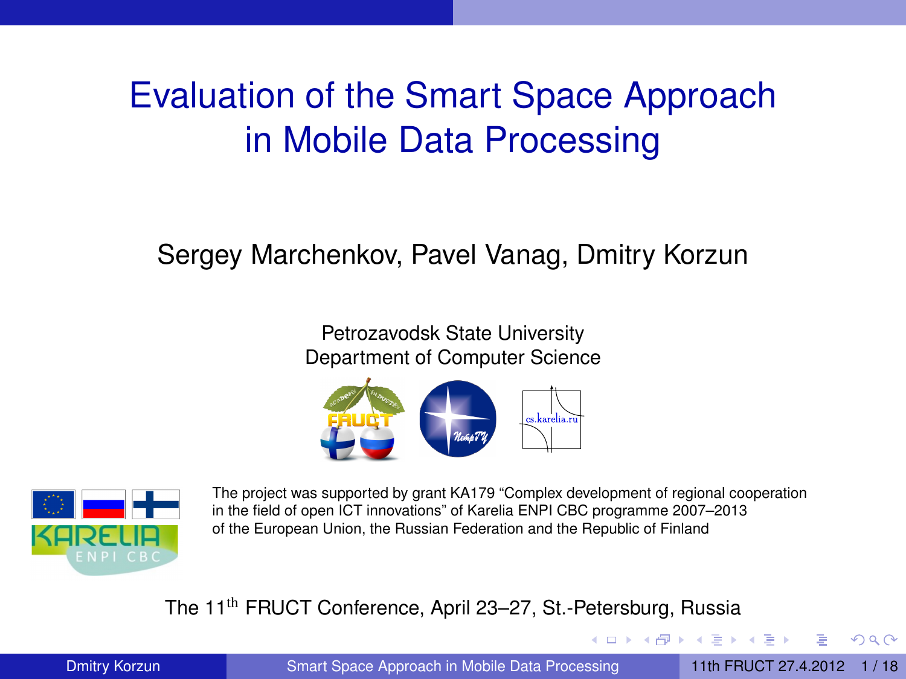# Evaluation of the Smart Space Approach in Mobile Data Processing

Sergey Marchenkov, Pavel Vanag, Dmitry Korzun

Petrozavodsk State University
Department of Computer Science

The project was supported by grant KA179 “Complex development of regional cooperation in the field of open ICT innovations” of Karelia ENPI CBC programme 2007–2013 of the European Union, the Russian Federation and the Republic of Finland

The 11th FRUCT Conference, April 23–27, St.-Petersburg, Russia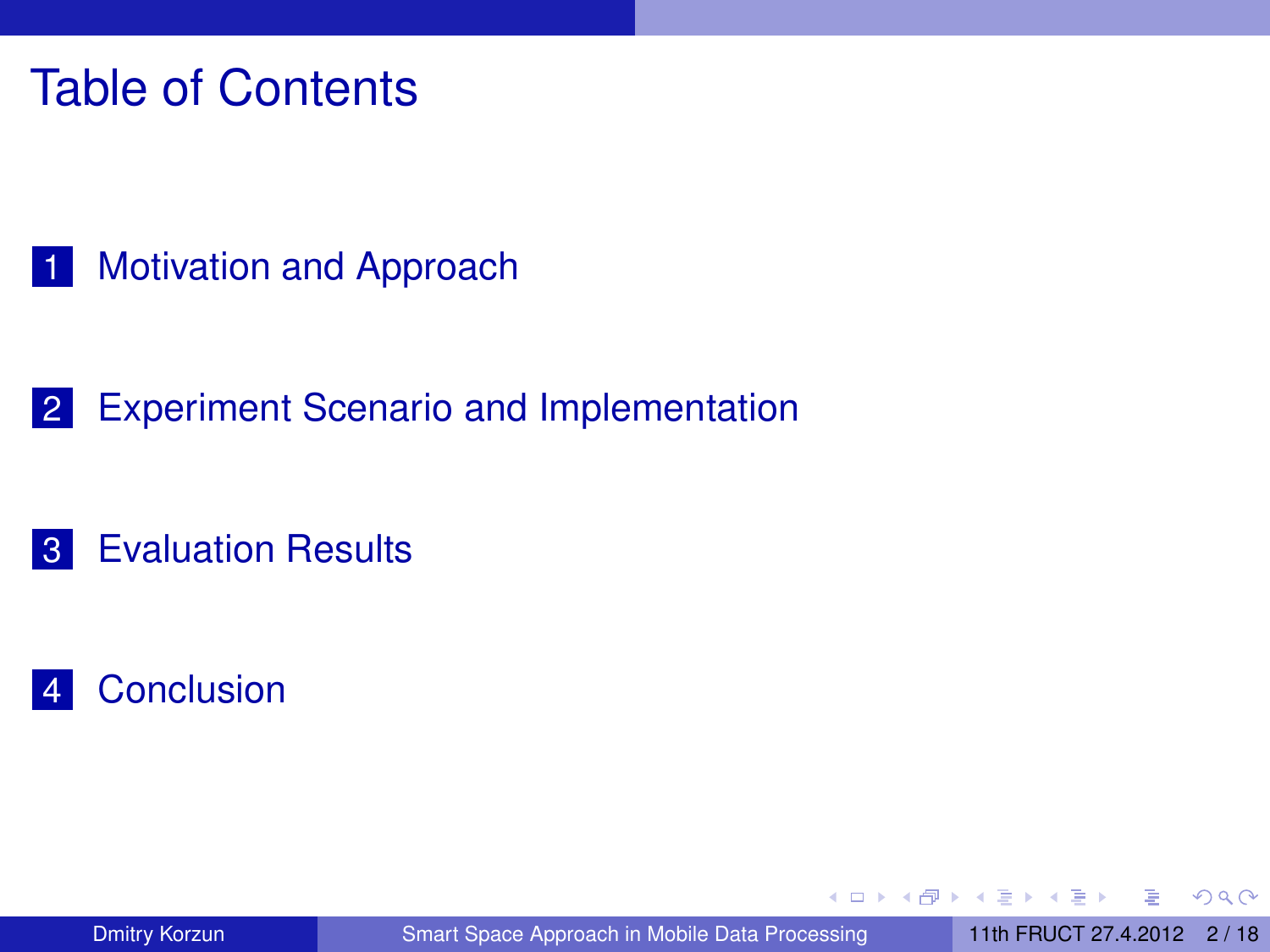# Table of Contents

1. Motivation and Approach
2. Experiment Scenario and Implementation
3. Evaluation Results
4. Conclusion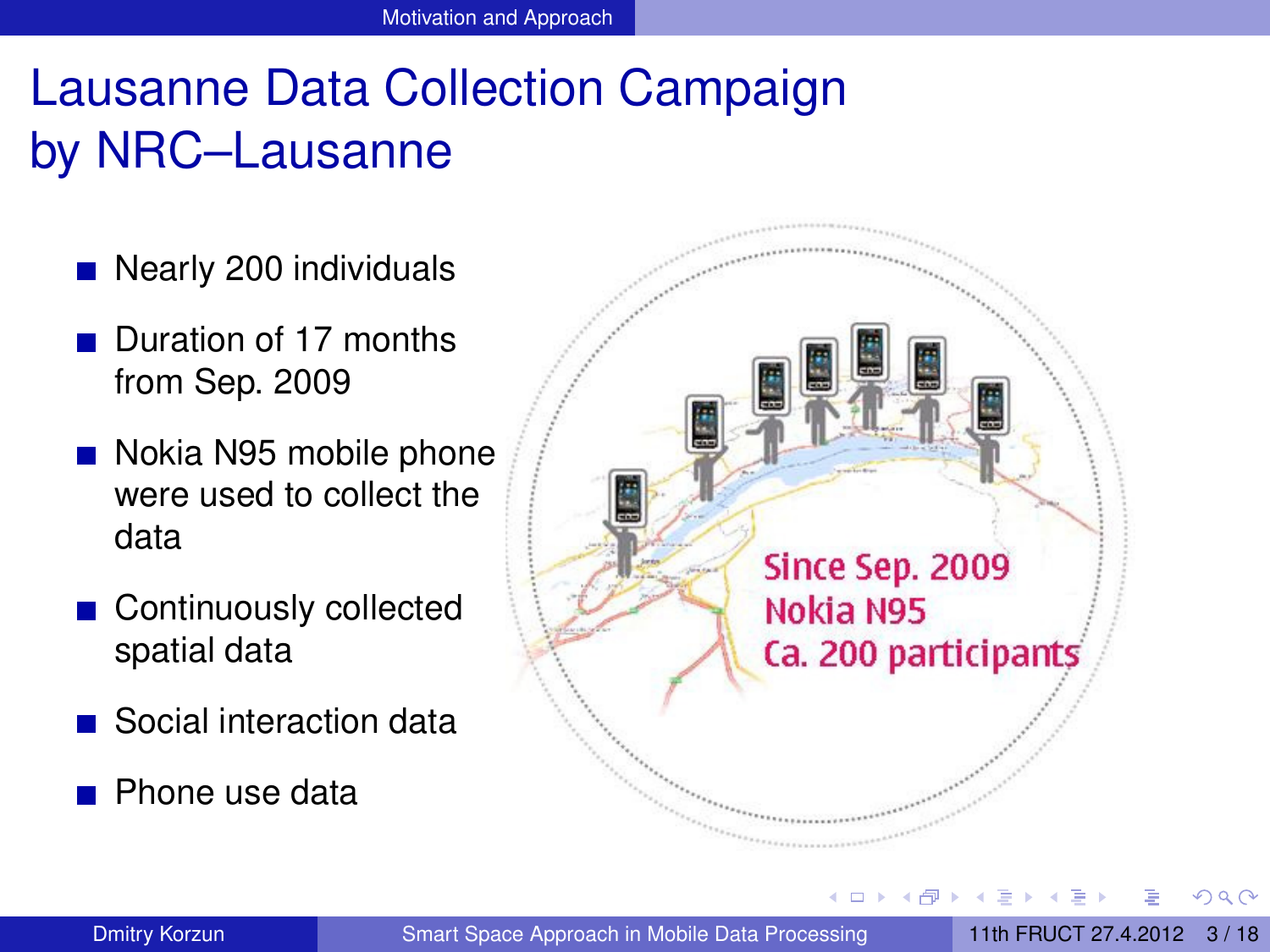# Lausanne Data Collection Campaign by NRC–Lausanne

- Nearly 200 individuals
- Duration of 17 months from Sep. 2009
- Nokia N95 mobile phone were used to collect the data
- Continuously collected spatial data
- Social interaction data
- Phone use data

Since Sep. 2009
Nokia N95
Ca. 200 participants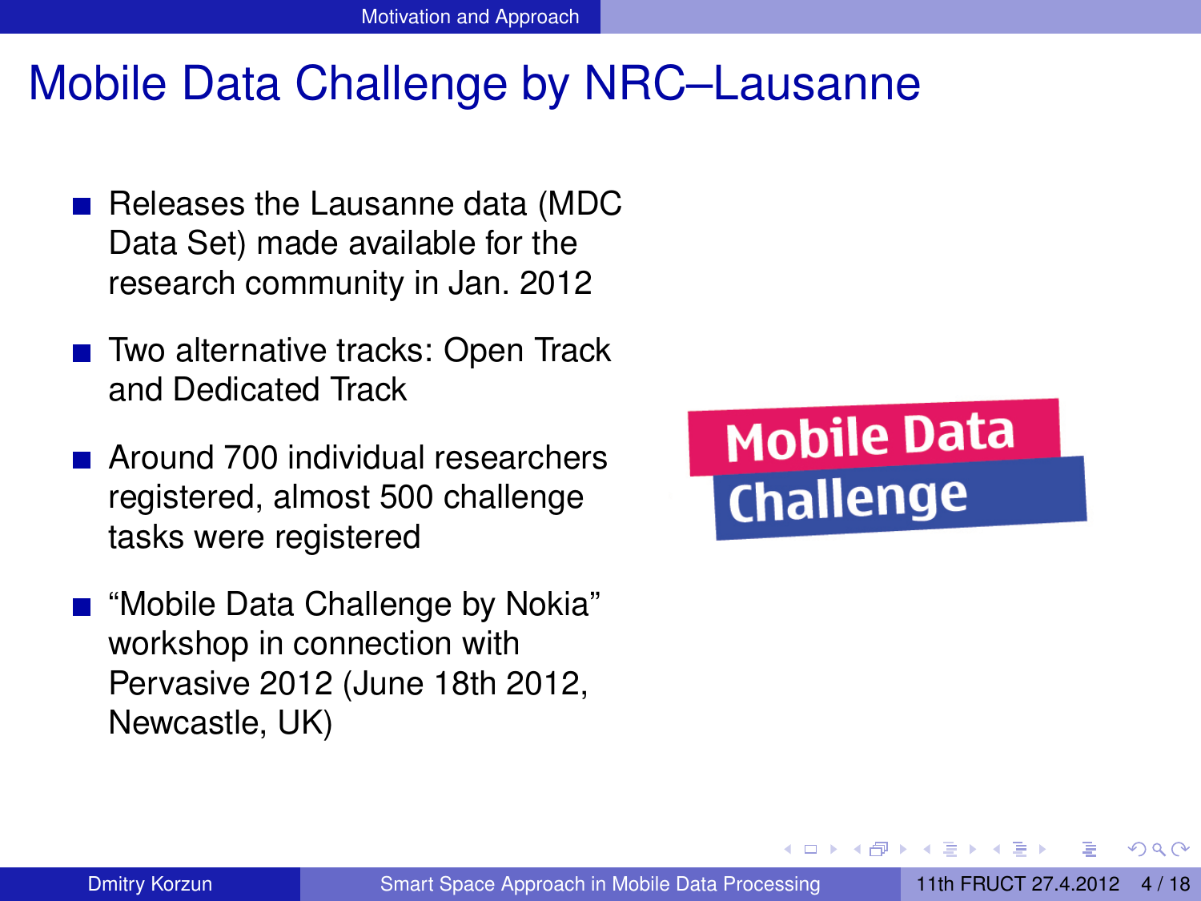# Mobile Data Challenge by NRC–Lausanne

- Releases the Lausanne data (MDC Data Set) made available for the research community in Jan. 2012
- Two alternative tracks: Open Track and Dedicated Track
- Around 700 individual researchers registered, almost 500 challenge tasks were registered
- "Mobile Data Challenge by Nokia" workshop in connection with Pervasive 2012 (June 18th 2012, Newcastle, UK)

Mobile Data Challenge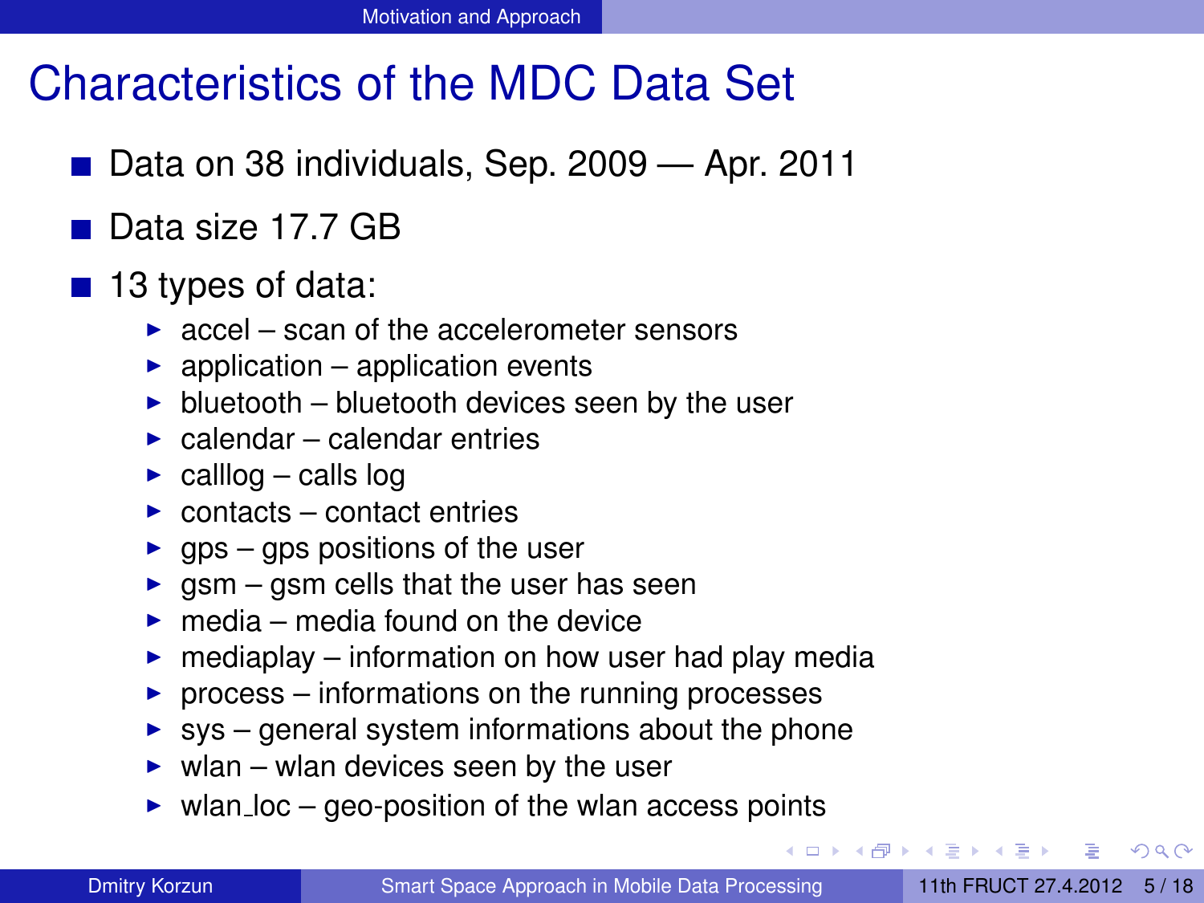# Characteristics of the MDC Data Set

- Data on 38 individuals, Sep. 2009 — Apr. 2011
- Data size 17.7 GB
- 13 types of data:
  - accel – scan of the accelerometer sensors
  - application – application events
  - bluetooth – bluetooth devices seen by the user
  - calendar – calendar entries
  - calllog – calls log
  - contacts – contact entries
  - gps – gps positions of the user
  - gsm – gsm cells that the user has seen
  - media – media found on the device
  - mediaplay – information on how user had play media
  - process – informations on the running processes
  - sys – general system informations about the phone
  - wlan – wlan devices seen by the user
  - wlan_loc – geo-position of the wlan access points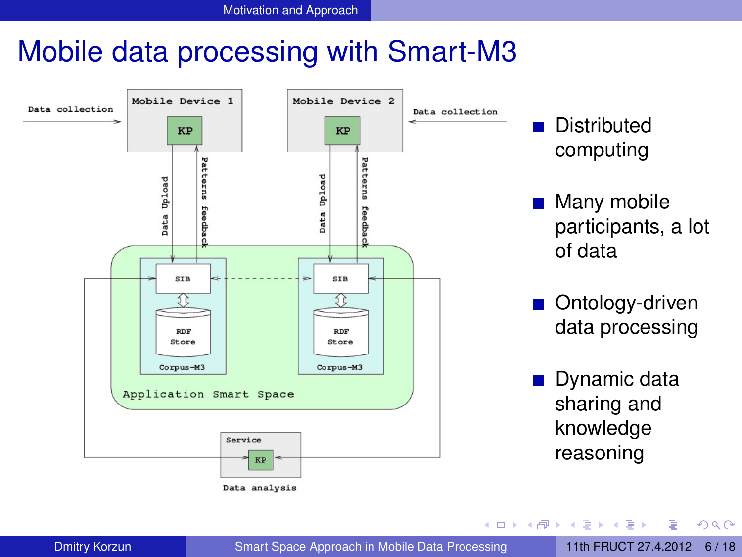# Mobile data processing with Smart-M3

Mobile Device 1 — KP — Data collection

Mobile Device 2 — KP — Data collection

Data Upload / Patterns feedback

SIB — RDF Store — Corpus-M3

SIB — RDF Store — Corpus-M3

Application Smart Space

Service — KP — Data analysis

- Distributed computing
- Many mobile participants, a lot of data
- Ontology-driven data processing
- Dynamic data sharing and knowledge reasoning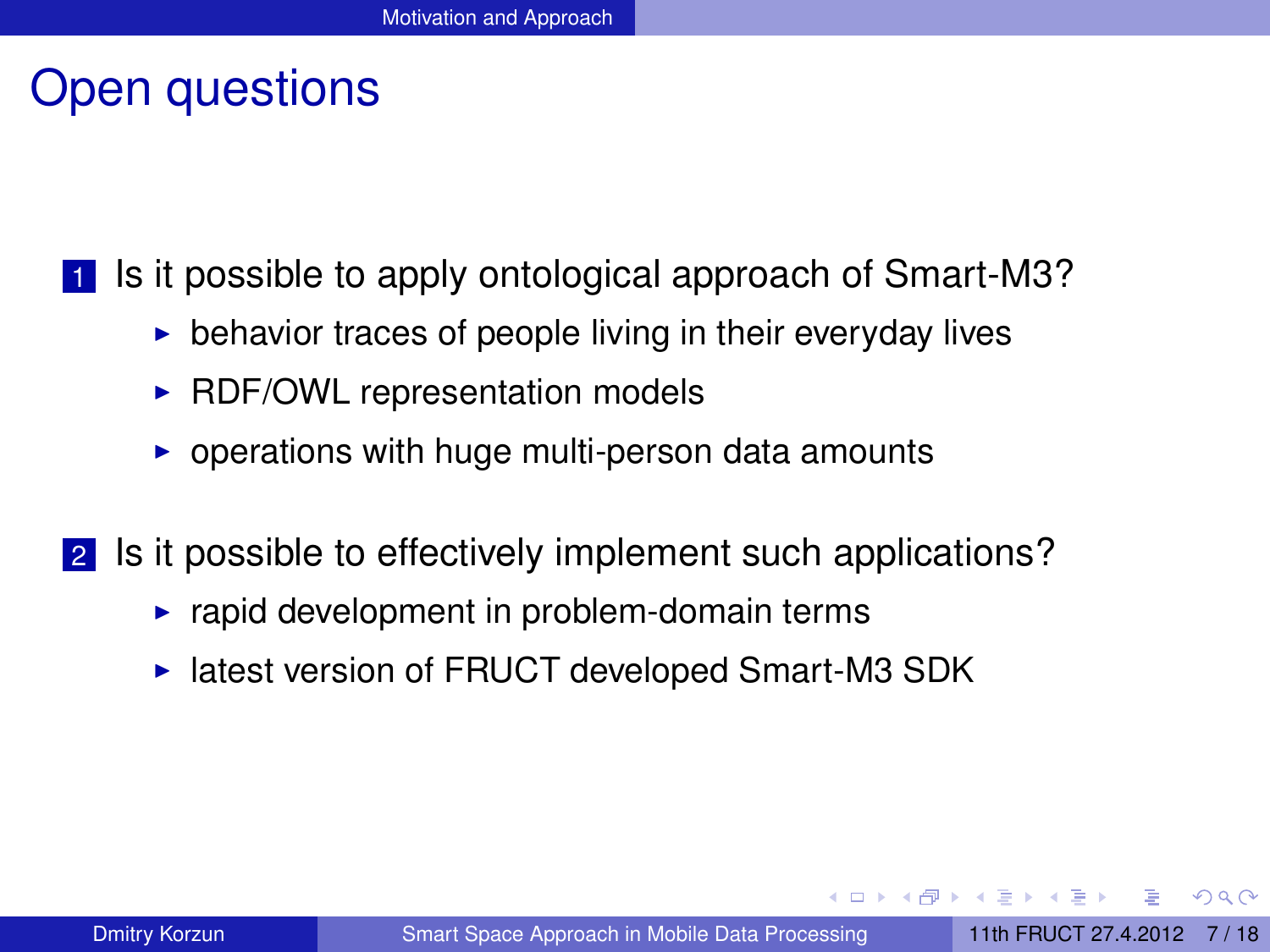# Open questions

1. Is it possible to apply ontological approach of Smart-M3?
   - behavior traces of people living in their everyday lives
   - RDF/OWL representation models
   - operations with huge multi-person data amounts
2. Is it possible to effectively implement such applications?
   - rapid development in problem-domain terms
   - latest version of FRUCT developed Smart-M3 SDK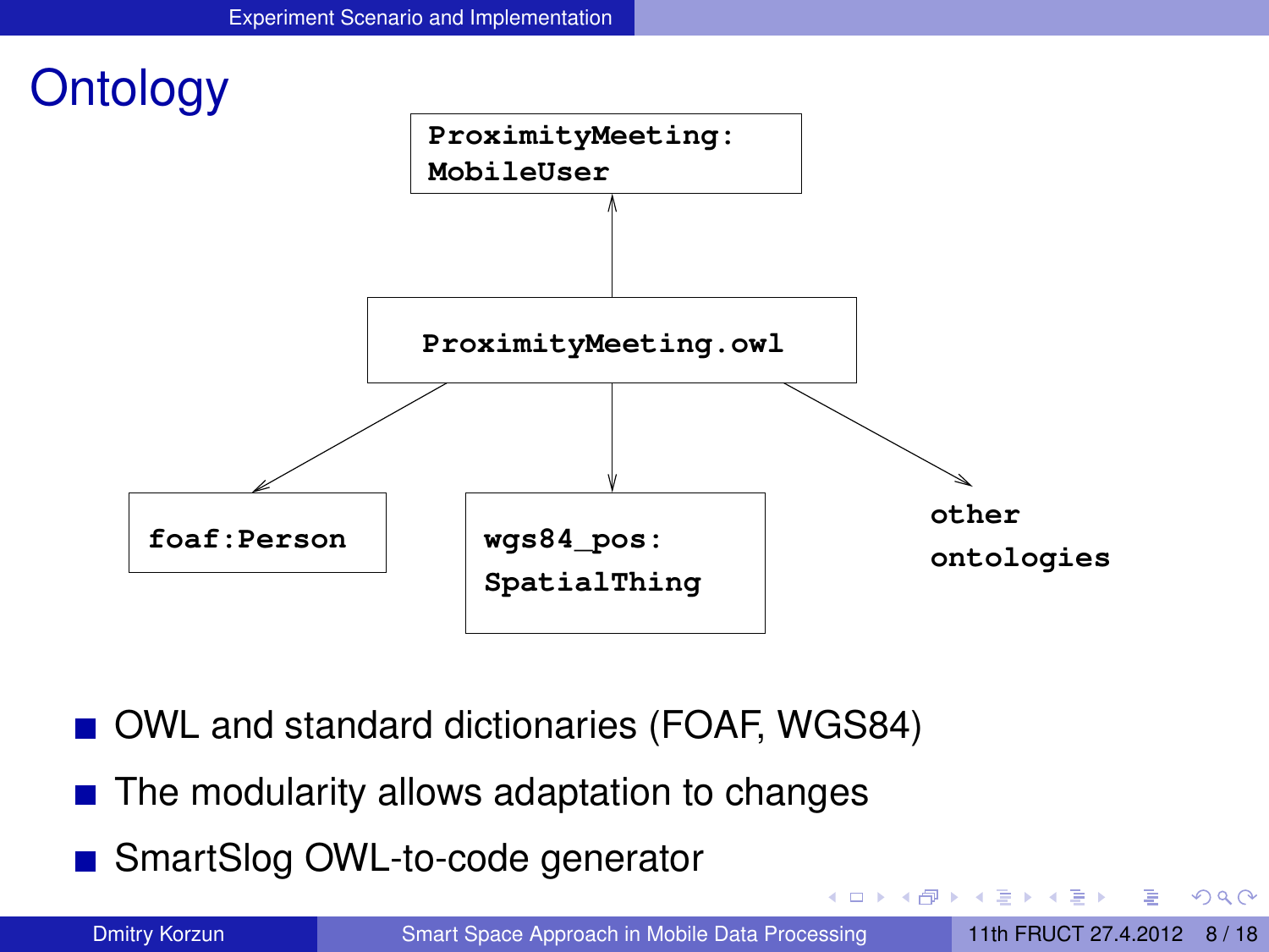# Ontology

ProximityMeeting: MobileUser

ProximityMeeting.owl

foaf:Person

wgs84_pos: SpatialThing

other ontologies

- OWL and standard dictionaries (FOAF, WGS84)
- The modularity allows adaptation to changes
- SmartSlog OWL-to-code generator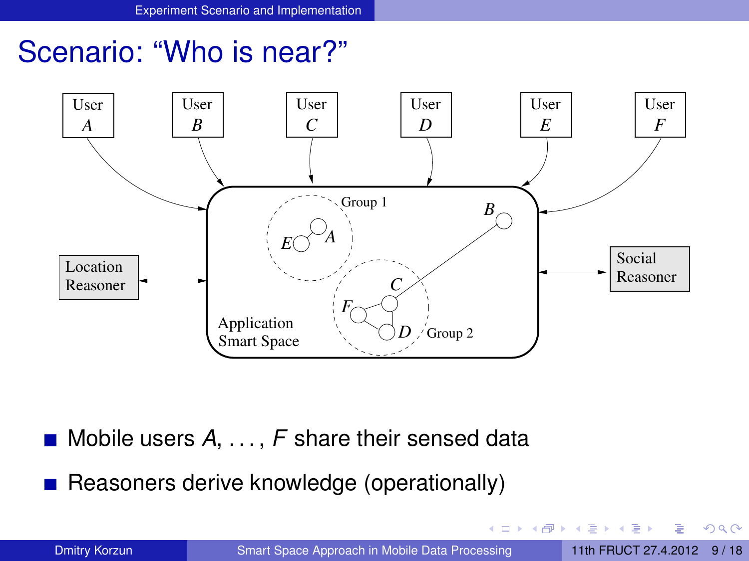# Scenario: "Who is near?"

User $A$ — User $B$ — User $C$ — User $D$ — User $E$ — User $F$

Location Reasoner

Application Smart Space

Group 1: $E$, $A$

Group 2: $F$, $C$, $D$

$B$

Social Reasoner

- Mobile users $A, \ldots, F$ share their sensed data
- Reasoners derive knowledge (operationally)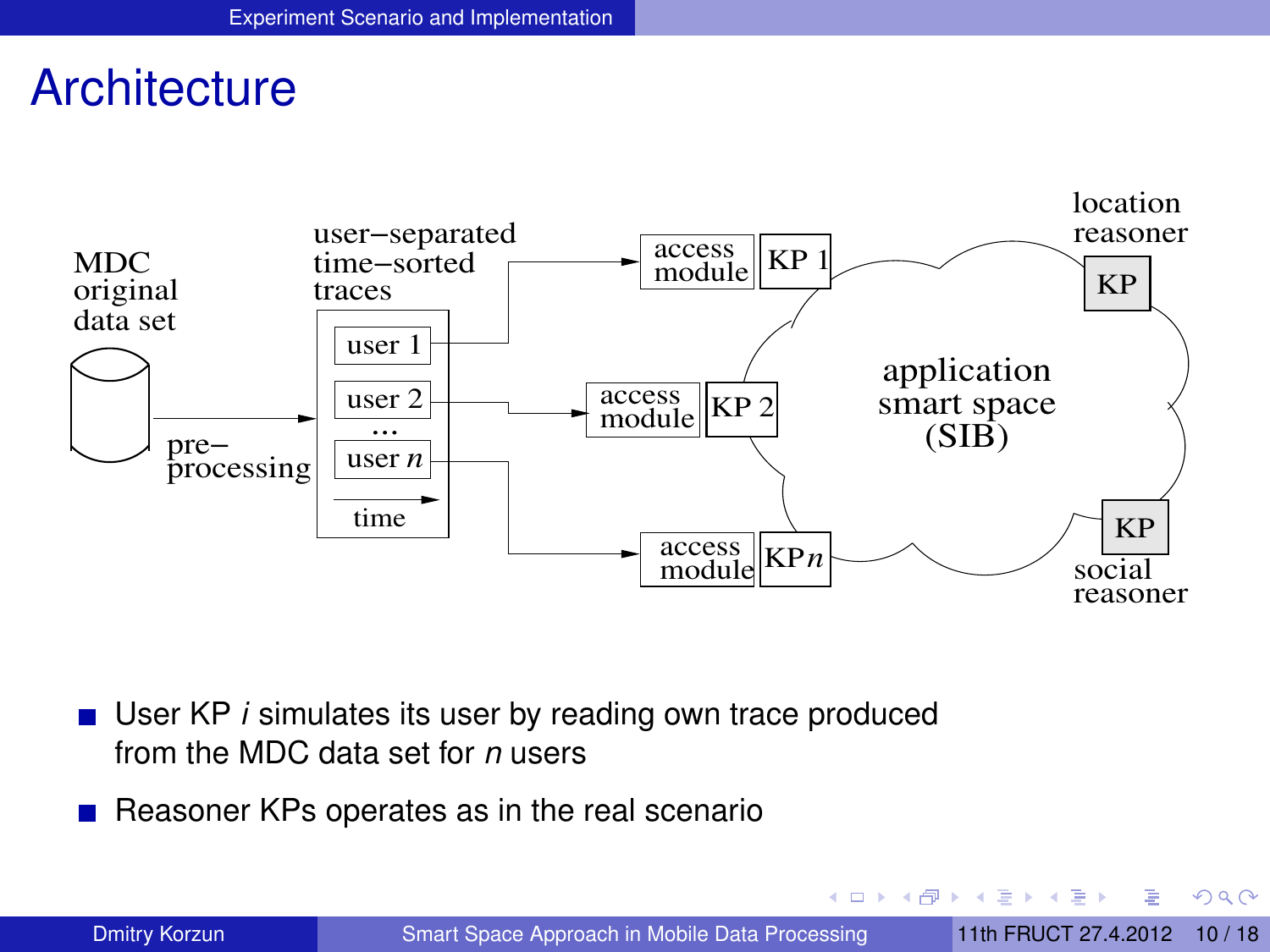# Architecture

MDC original data set

pre–processing

user–separated time–sorted traces

user 1

user 2

...

user $n$

time

access module | KP 1

access module | KP 2

access module | KP $n$

application smart space (SIB)

location reasoner — KP

social reasoner — KP

- User KP $i$ simulates its user by reading own trace produced from the MDC data set for $n$ users
- Reasoner KPs operates as in the real scenario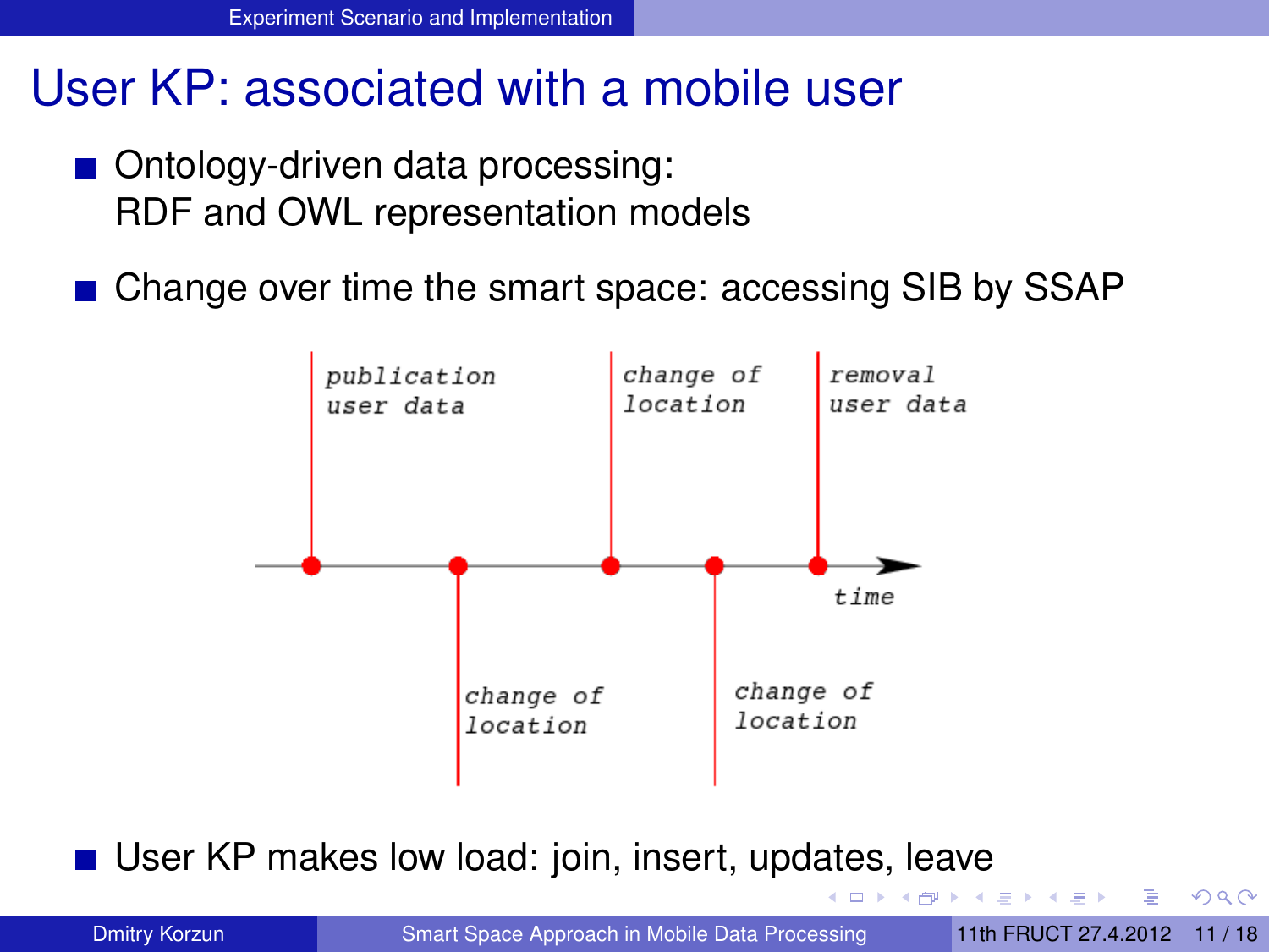# User KP: associated with a mobile user

- Ontology-driven data processing:
  RDF and OWL representation models

- Change over time the smart space: accessing SIB by SSAP

- User KP makes low load: join, insert, updates, leave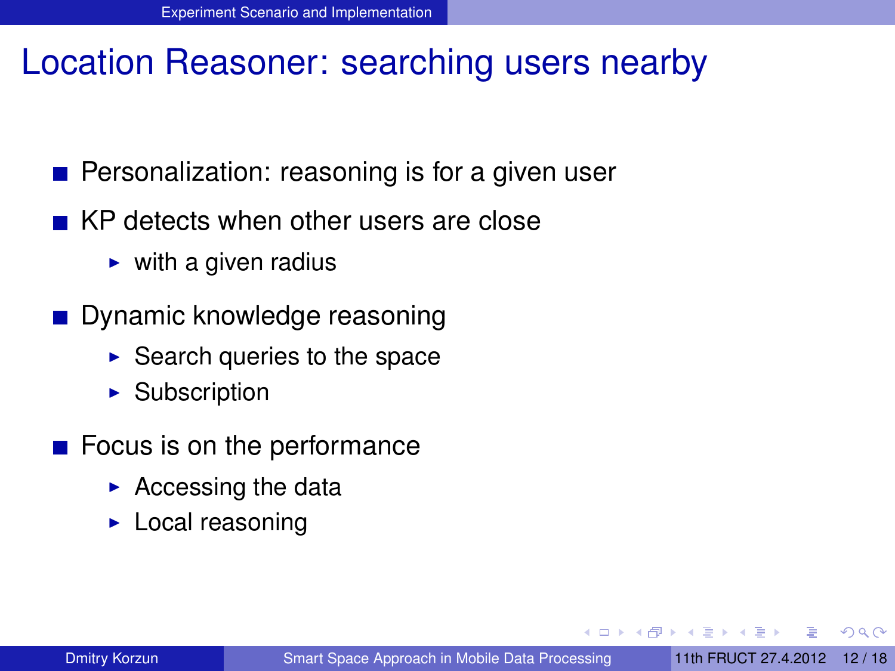# Location Reasoner: searching users nearby

- Personalization: reasoning is for a given user
- KP detects when other users are close
  - with a given radius
- Dynamic knowledge reasoning
  - Search queries to the space
  - Subscription
- Focus is on the performance
  - Accessing the data
  - Local reasoning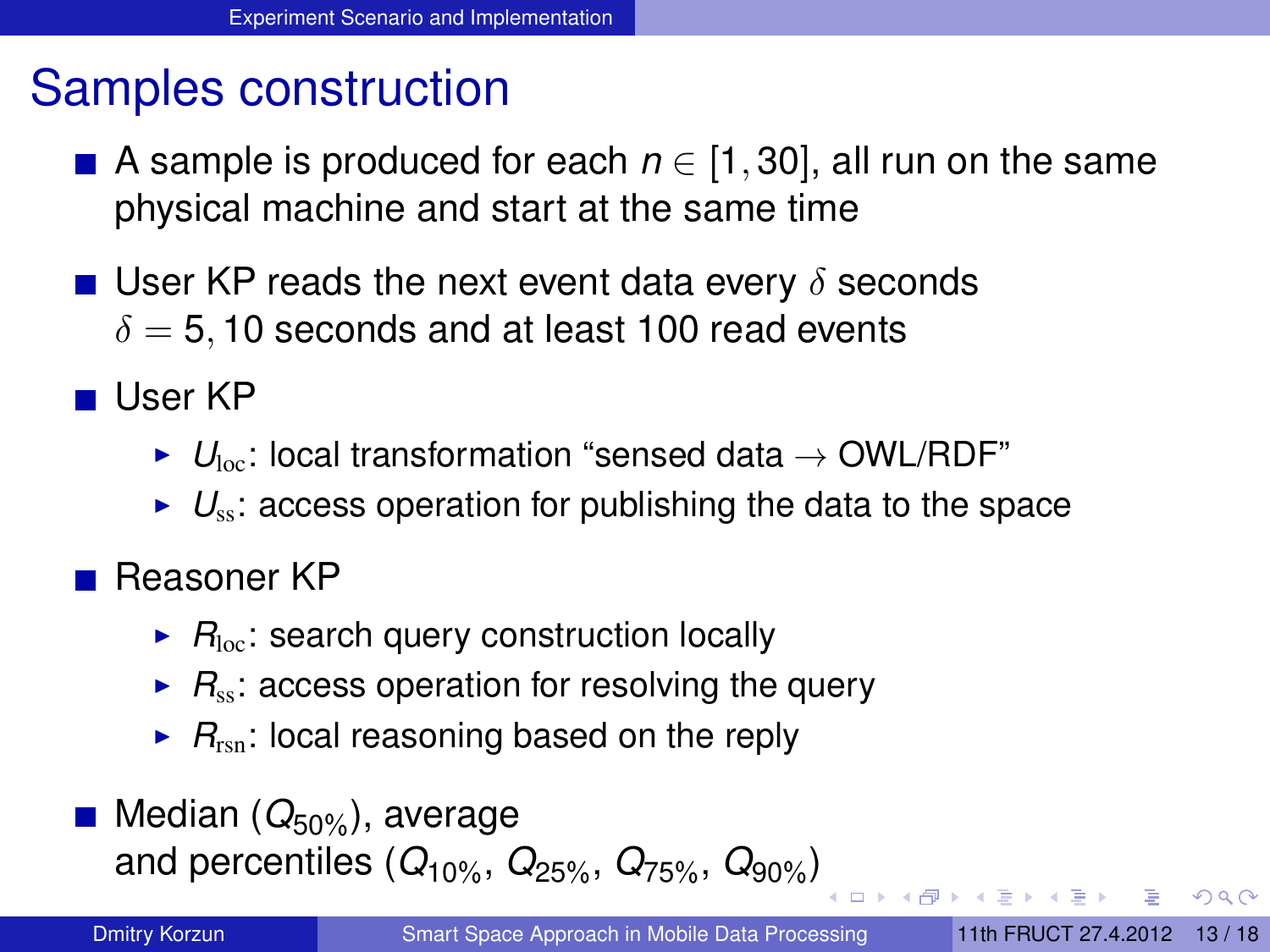# Samples construction

- A sample is produced for each $n \in [1, 30]$, all run on the same physical machine and start at the same time
- User KP reads the next event data every $\delta$ seconds
  $\delta = 5, 10$ seconds and at least 100 read events
- User KP
  - $U_{\text{loc}}$: local transformation "sensed data $\to$ OWL/RDF"
  - $U_{\text{ss}}$: access operation for publishing the data to the space
- Reasoner KP
  - $R_{\text{loc}}$: search query construction locally
  - $R_{\text{ss}}$: access operation for resolving the query
  - $R_{\text{rsn}}$: local reasoning based on the reply
- Median ($Q_{50\%}$), average
  and percentiles ($Q_{10\%}$, $Q_{25\%}$, $Q_{75\%}$, $Q_{90\%}$)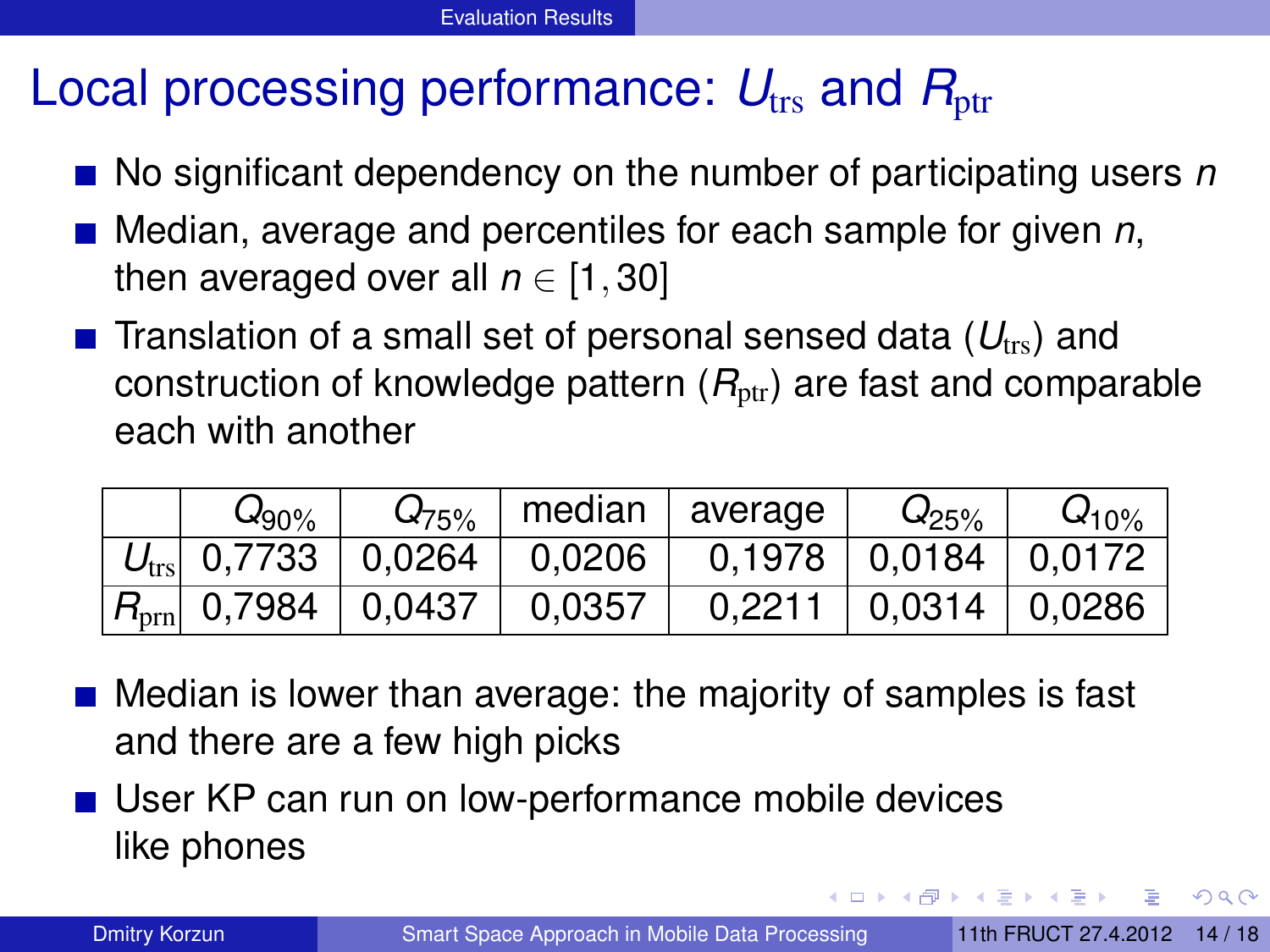# Local processing performance: $U_{\text{trs}}$ and $R_{\text{ptr}}$

- No significant dependency on the number of participating users $n$
- Median, average and percentiles for each sample for given $n$, then averaged over all $n \in [1, 30]$
- Translation of a small set of personal sensed data ($U_{\text{trs}}$) and construction of knowledge pattern ($R_{\text{ptr}}$) are fast and comparable each with another

| | $Q_{90\%}$ | $Q_{75\%}$ | median | average | $Q_{25\%}$ | $Q_{10\%}$ |
|---|---|---|---|---|---|---|
| $U_{\text{trs}}$ | 0,7733 | 0,0264 | 0,0206 | 0,1978 | 0,0184 | 0,0172 |
| $R_{\text{prn}}$ | 0,7984 | 0,0437 | 0,0357 | 0,2211 | 0,0314 | 0,0286 |

- Median is lower than average: the majority of samples is fast and there are a few high picks
- User KP can run on low-performance mobile devices like phones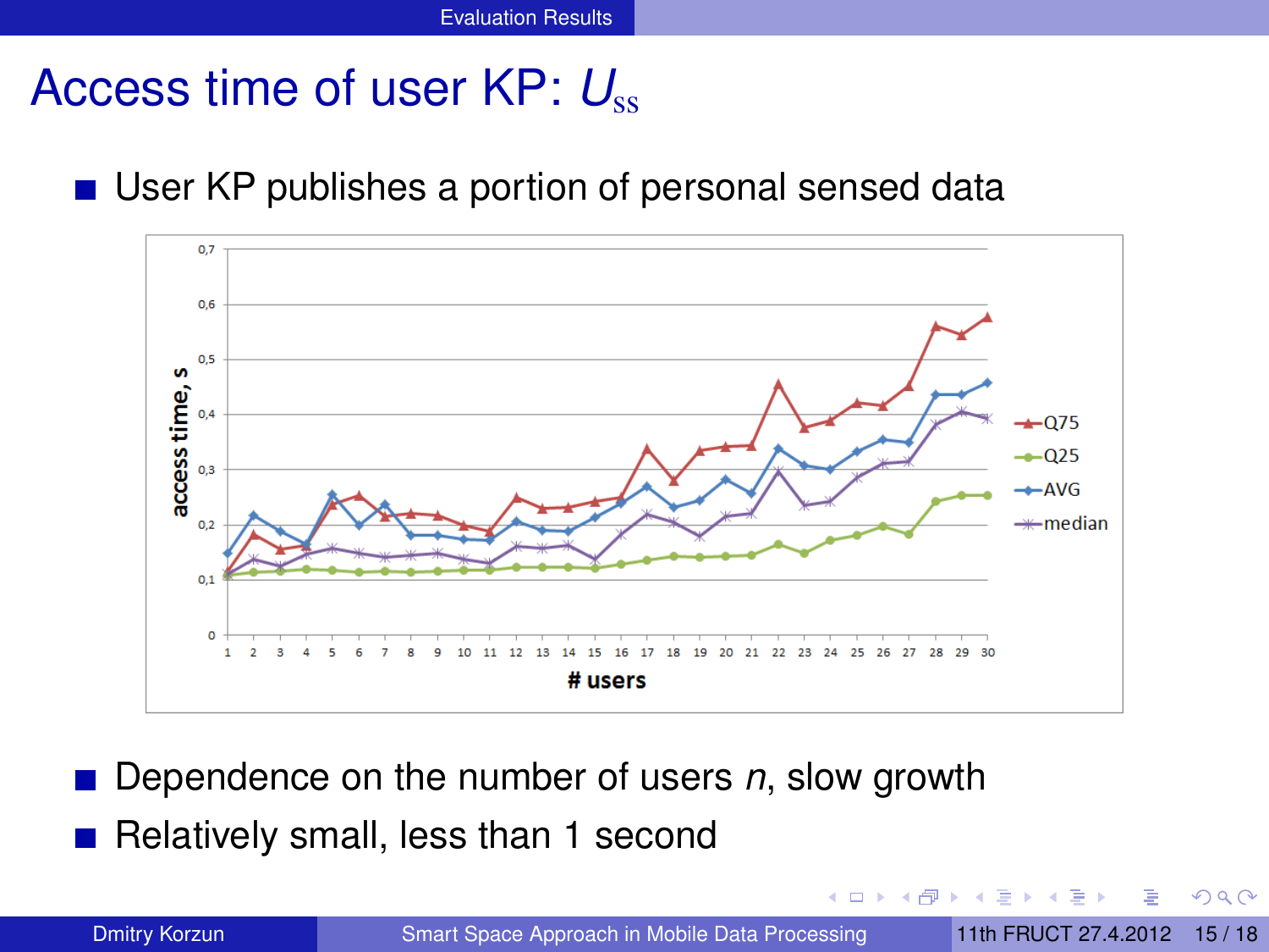# Access time of user KP: $U_{ss}$

- User KP publishes a portion of personal sensed data

- Dependence on the number of users $n$, slow growth
- Relatively small, less than 1 second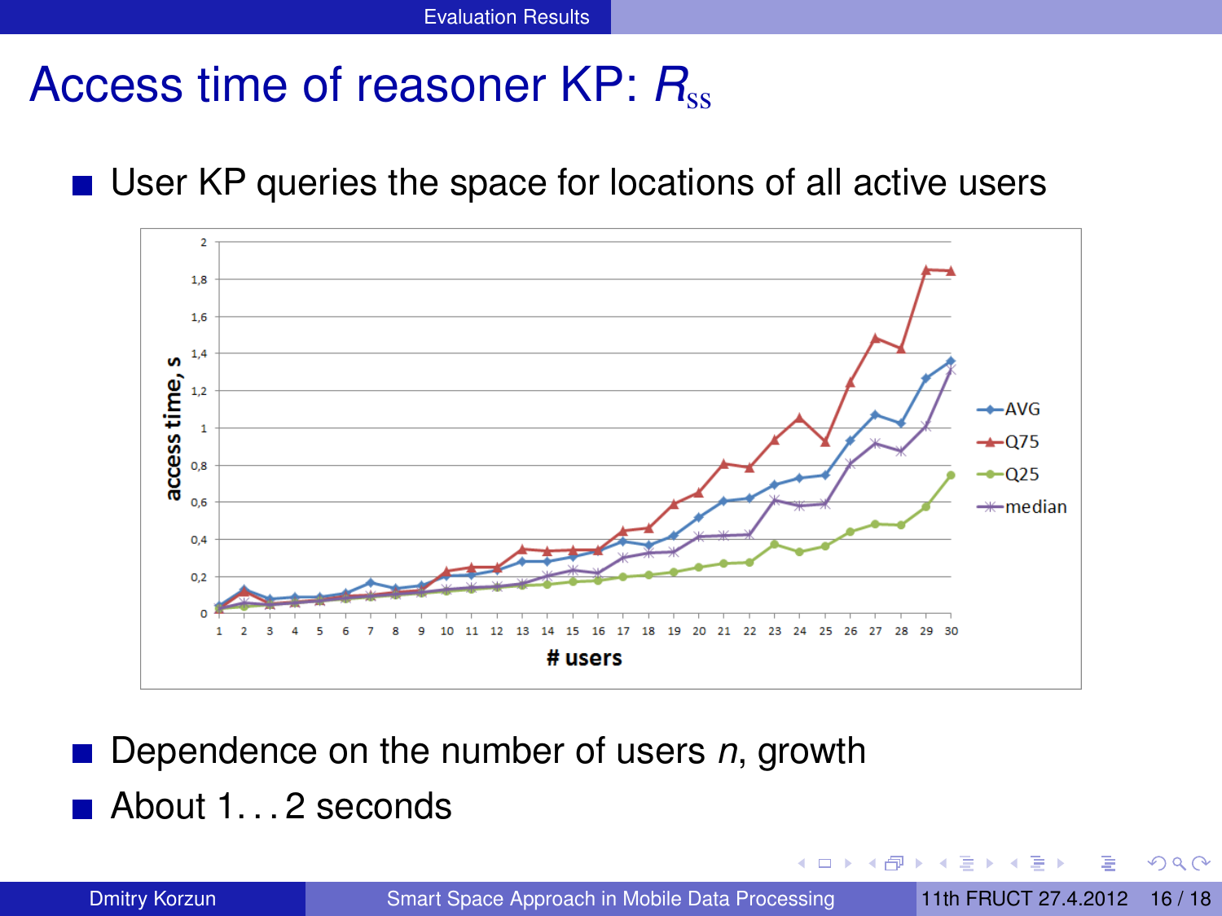# Access time of reasoner KP: $R_{ss}$

- User KP queries the space for locations of all active users

- Dependence on the number of users $n$, growth
- About 1...2 seconds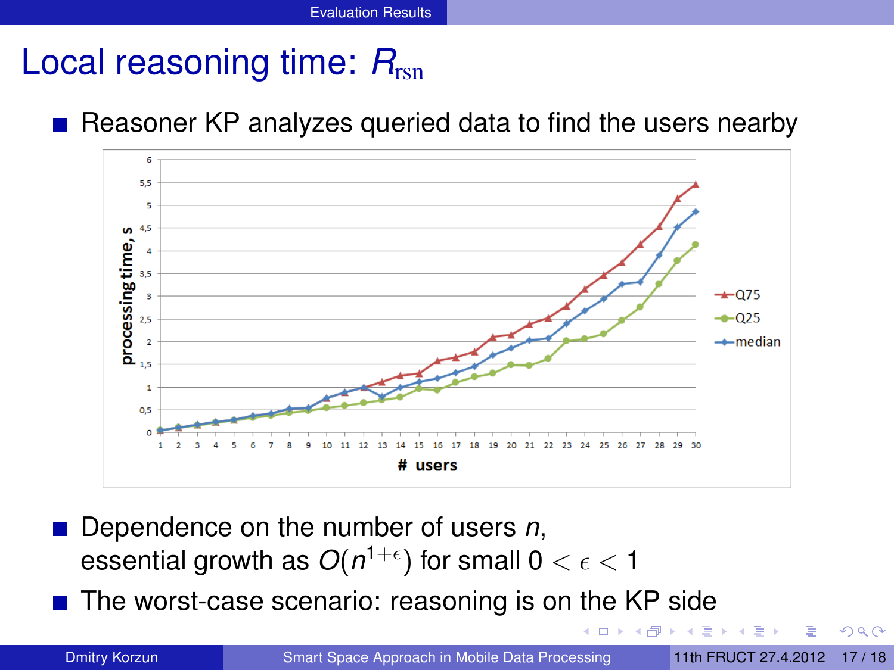# Local reasoning time: $R_{\text{rsn}}$

- Reasoner KP analyzes queried data to find the users nearby

- Dependence on the number of users $n$, essential growth as $O(n^{1+\epsilon})$ for small $0 < \epsilon < 1$
- The worst-case scenario: reasoning is on the KP side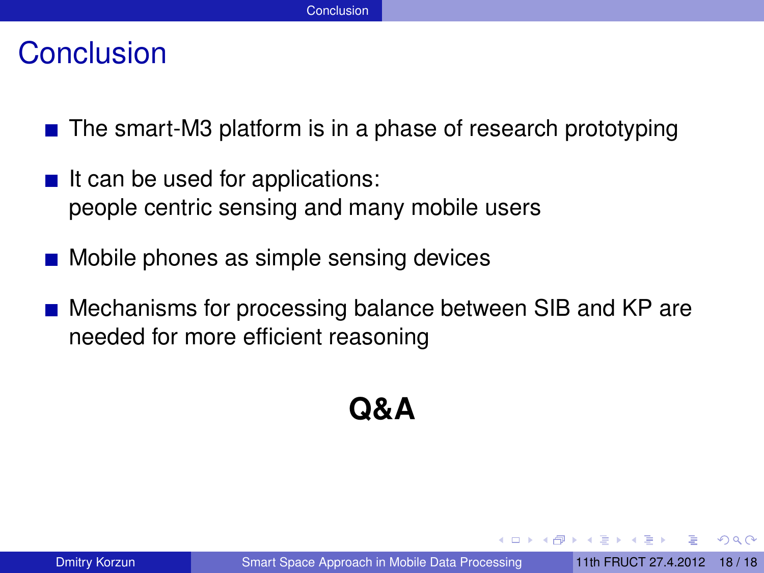# Conclusion

- The smart-M3 platform is in a phase of research prototyping
- It can be used for applications:
  people centric sensing and many mobile users
- Mobile phones as simple sensing devices
- Mechanisms for processing balance between SIB and KP are needed for more efficient reasoning

**Q&A**